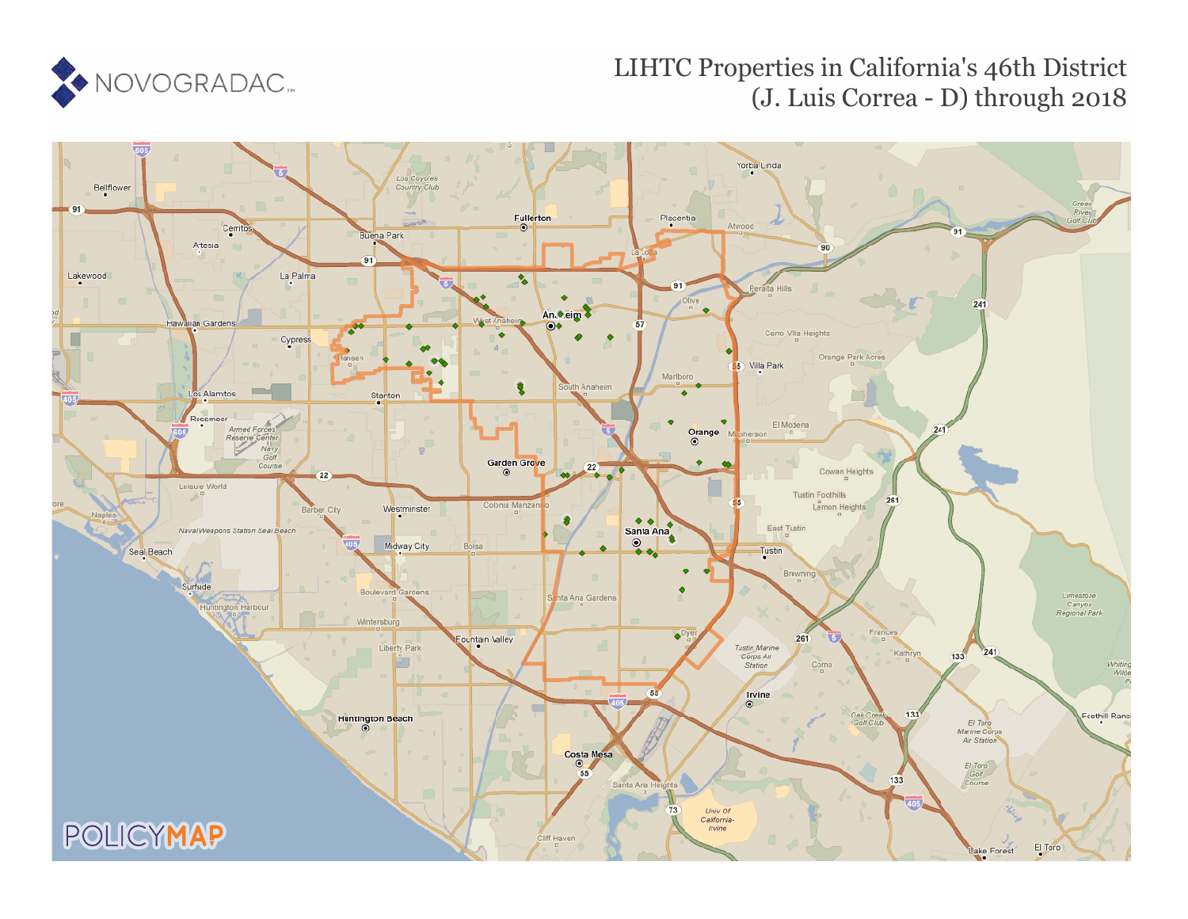NOVOGRADAC

# LIHTC Properties in California's 46th District (J. Luis Correa - D) through 2018

POLICYMAP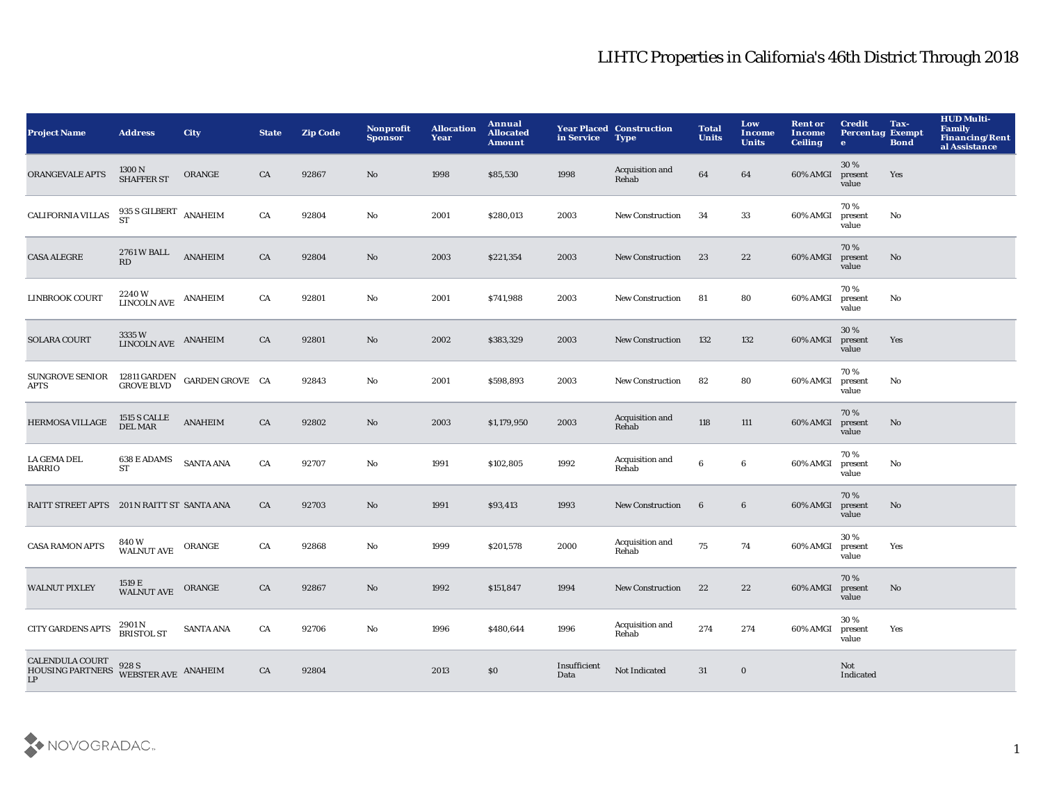# LIHTC Properties in California's 46th District Through 2018

| Project Name | Address | City | State | Zip Code | Nonprofit Sponsor | Allocation Year | Annual Allocated Amount | Year Placed in Service | Construction Type | Total Units | Low Income Units | Rent or Income Ceiling | Credit Percentage | Tax-Exempt Bond | HUD Multi-Family Financing/Rental Assistance |
|---|---|---|---|---|---|---|---|---|---|---|---|---|---|---|---|
| ORANGEVALE APTS | 1300 N SHAFFER ST | ORANGE | CA | 92867 | No | 1998 | $85,530 | 1998 | Acquisition and Rehab | 64 | 64 | 60% AMGI | 30 % present value | Yes | |
| CALIFORNIA VILLAS | 935 S GILBERT ST | ANAHEIM | CA | 92804 | No | 2001 | $280,013 | 2003 | New Construction | 34 | 33 | 60% AMGI | 70 % present value | No | |
| CASA ALEGRE | 2761 W BALL RD | ANAHEIM | CA | 92804 | No | 2003 | $221,354 | 2003 | New Construction | 23 | 22 | 60% AMGI | 70 % present value | No | |
| LINBROOK COURT | 2240 W LINCOLN AVE | ANAHEIM | CA | 92801 | No | 2001 | $741,988 | 2003 | New Construction | 81 | 80 | 60% AMGI | 70 % present value | No | |
| SOLARA COURT | 3335 W LINCOLN AVE | ANAHEIM | CA | 92801 | No | 2002 | $383,329 | 2003 | New Construction | 132 | 132 | 60% AMGI | 30 % present value | Yes | |
| SUNGROVE SENIOR APTS | 12811 GARDEN GROVE BLVD | GARDEN GROVE | CA | 92843 | No | 2001 | $598,893 | 2003 | New Construction | 82 | 80 | 60% AMGI | 70 % present value | No | |
| HERMOSA VILLAGE | 1515 S CALLE DEL MAR | ANAHEIM | CA | 92802 | No | 2003 | $1,179,950 | 2003 | Acquisition and Rehab | 118 | 111 | 60% AMGI | 70 % present value | No | |
| LA GEMA DEL BARRIO | 638 E ADAMS ST | SANTA ANA | CA | 92707 | No | 1991 | $102,805 | 1992 | Acquisition and Rehab | 6 | 6 | 60% AMGI | 70 % present value | No | |
| RAITT STREET APTS | 201 N RAITT ST | SANTA ANA | CA | 92703 | No | 1991 | $93,413 | 1993 | New Construction | 6 | 6 | 60% AMGI | 70 % present value | No | |
| CASA RAMON APTS | 840 W WALNUT AVE | ORANGE | CA | 92868 | No | 1999 | $201,578 | 2000 | Acquisition and Rehab | 75 | 74 | 60% AMGI | 30 % present value | Yes | |
| WALNUT PIXLEY | 1519 E WALNUT AVE | ORANGE | CA | 92867 | No | 1992 | $151,847 | 1994 | New Construction | 22 | 22 | 60% AMGI | 70 % present value | No | |
| CITY GARDENS APTS | 2901 N BRISTOL ST | SANTA ANA | CA | 92706 | No | 1996 | $480,644 | 1996 | Acquisition and Rehab | 274 | 274 | 60% AMGI | 30 % present value | Yes | |
| CALENDULA COURT HOUSING PARTNERS LP | 928 S WEBSTER AVE | ANAHEIM | CA | 92804 | | 2013 | $0 | Insufficient Data | Not Indicated | 31 | 0 | | Not Indicated | | |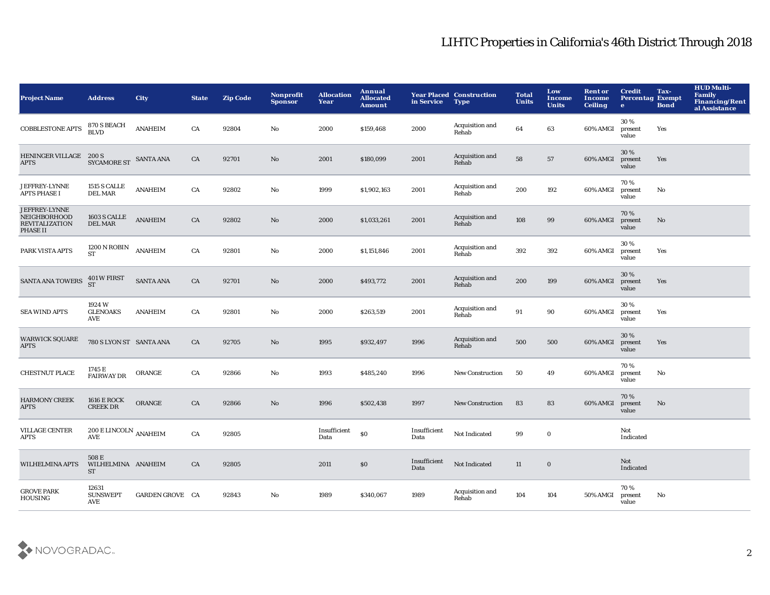# LIHTC Properties in California's 46th District Through 2018

| Project Name | Address | City | State | Zip Code | Nonprofit Sponsor | Allocation Year | Annual Allocated Amount | Year Placed in Service | Construction Type | Total Units | Low Income Units | Rent or Income Ceiling | Credit Percentage | Tax-Exempt Bond | HUD Multi-Family Financing/Rental Assistance |
|---|---|---|---|---|---|---|---|---|---|---|---|---|---|---|---|
| COBBLESTONE APTS | 870 S BEACH BLVD | ANAHEIM | CA | 92804 | No | 2000 | $159,468 | 2000 | Acquisition and Rehab | 64 | 63 | 60% AMGI | 30 % present value | Yes | |
| HENINGER VILLAGE APTS | 200 S SYCAMORE ST | SANTA ANA | CA | 92701 | No | 2001 | $180,099 | 2001 | Acquisition and Rehab | 58 | 57 | 60% AMGI | 30 % present value | Yes | |
| JEFFREY-LYNNE APTS PHASE I | 1515 S CALLE DEL MAR | ANAHEIM | CA | 92802 | No | 1999 | $1,902,163 | 2001 | Acquisition and Rehab | 200 | 192 | 60% AMGI | 70 % present value | No | |
| JEFFREY-LYNNE NEIGHBORHOOD REVITALIZATION PHASE II | 1603 S CALLE DEL MAR | ANAHEIM | CA | 92802 | No | 2000 | $1,033,261 | 2001 | Acquisition and Rehab | 108 | 99 | 60% AMGI | 70 % present value | No | |
| PARK VISTA APTS | 1200 N ROBIN ST | ANAHEIM | CA | 92801 | No | 2000 | $1,151,846 | 2001 | Acquisition and Rehab | 392 | 392 | 60% AMGI | 30 % present value | Yes | |
| SANTA ANA TOWERS | 401 W FIRST ST | SANTA ANA | CA | 92701 | No | 2000 | $493,772 | 2001 | Acquisition and Rehab | 200 | 199 | 60% AMGI | 30 % present value | Yes | |
| SEA WIND APTS | 1924 W GLENOAKS AVE | ANAHEIM | CA | 92801 | No | 2000 | $263,519 | 2001 | Acquisition and Rehab | 91 | 90 | 60% AMGI | 30 % present value | Yes | |
| WARWICK SQUARE APTS | 780 S LYON ST | SANTA ANA | CA | 92705 | No | 1995 | $932,497 | 1996 | Acquisition and Rehab | 500 | 500 | 60% AMGI | 30 % present value | Yes | |
| CHESTNUT PLACE | 1745 E FAIRWAY DR | ORANGE | CA | 92866 | No | 1993 | $485,240 | 1996 | New Construction | 50 | 49 | 60% AMGI | 70 % present value | No | |
| HARMONY CREEK APTS | 1616 E ROCK CREEK DR | ORANGE | CA | 92866 | No | 1996 | $502,438 | 1997 | New Construction | 83 | 83 | 60% AMGI | 70 % present value | No | |
| VILLAGE CENTER APTS | 200 E LINCOLN AVE | ANAHEIM | CA | 92805 | | Insufficient Data | $0 | Insufficient Data | Not Indicated | 99 | 0 | | Not Indicated | | |
| WILHELMINA APTS | 508 E WILHELMINA ST | ANAHEIM | CA | 92805 | | 2011 | $0 | Insufficient Data | Not Indicated | 11 | 0 | | Not Indicated | | |
| GROVE PARK HOUSING | 12631 SUNSWEPT AVE | GARDEN GROVE | CA | 92843 | No | 1989 | $340,067 | 1989 | Acquisition and Rehab | 104 | 104 | 50% AMGI | 70 % present value | No | |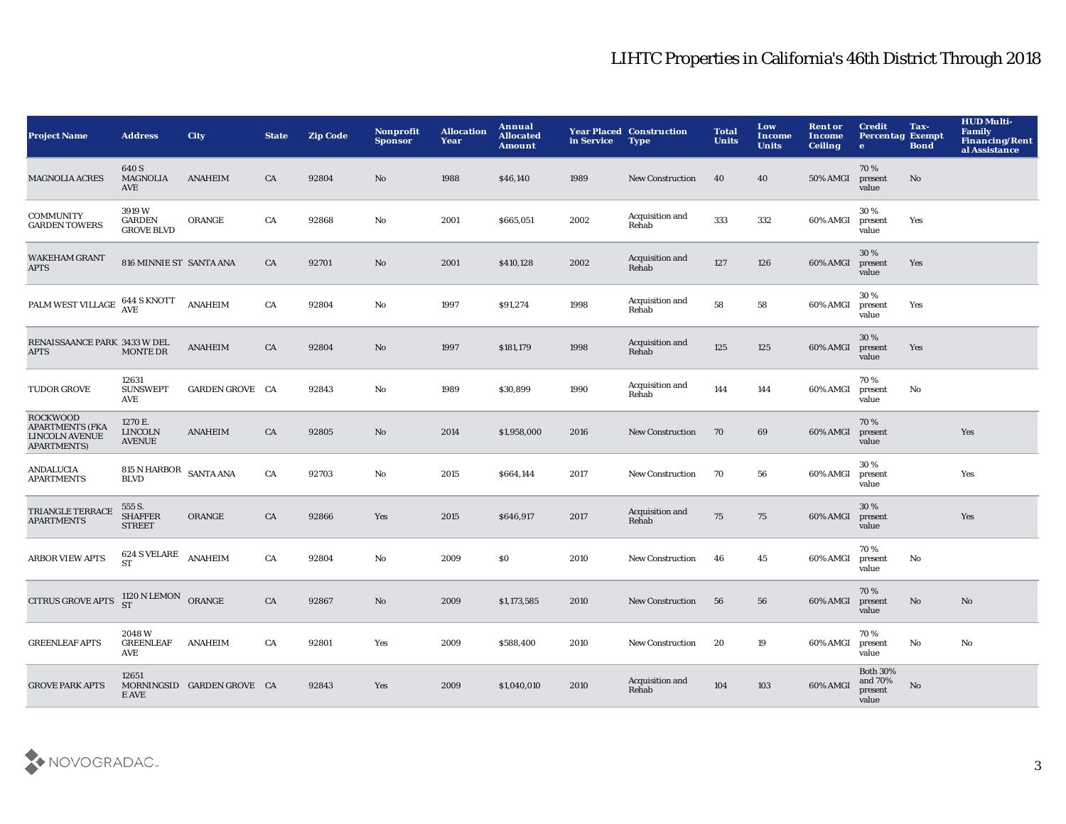# LIHTC Properties in California's 46th District Through 2018

| Project Name | Address | City | State | Zip Code | Nonprofit Sponsor | Allocation Year | Annual Allocated Amount | Year Placed in Service | Construction Type | Total Units | Low Income Units | Rent or Income Ceiling | Credit Percentage | Tax-Exempt Bond | HUD Multi-Family Financing/Rental Assistance |
|---|---|---|---|---|---|---|---|---|---|---|---|---|---|---|---|
| MAGNOLIA ACRES | 640 S MAGNOLIA AVE | ANAHEIM | CA | 92804 | No | 1988 | $46,140 | 1989 | New Construction | 40 | 40 | 50% AMGI | 70 % present value | No | |
| COMMUNITY GARDEN TOWERS | 3919 W GARDEN GROVE BLVD | ORANGE | CA | 92868 | No | 2001 | $665,051 | 2002 | Acquisition and Rehab | 333 | 332 | 60% AMGI | 30 % present value | Yes | |
| WAKEHAM GRANT APTS | 816 MINNIE ST | SANTA ANA | CA | 92701 | No | 2001 | $410,128 | 2002 | Acquisition and Rehab | 127 | 126 | 60% AMGI | 30 % present value | Yes | |
| PALM WEST VILLAGE | 644 S KNOTT AVE | ANAHEIM | CA | 92804 | No | 1997 | $91,274 | 1998 | Acquisition and Rehab | 58 | 58 | 60% AMGI | 30 % present value | Yes | |
| RENAISSAANCE PARK APTS | 3433 W DEL MONTE DR | ANAHEIM | CA | 92804 | No | 1997 | $181,179 | 1998 | Acquisition and Rehab | 125 | 125 | 60% AMGI | 30 % present value | Yes | |
| TUDOR GROVE | 12631 SUNSWEPT AVE | GARDEN GROVE | CA | 92843 | No | 1989 | $30,899 | 1990 | Acquisition and Rehab | 144 | 144 | 60% AMGI | 70 % present value | No | |
| ROCKWOOD APARTMENTS (FKA LINCOLN AVENUE APARTMENTS) | 1270 E. LINCOLN AVENUE | ANAHEIM | CA | 92805 | No | 2014 | $1,958,000 | 2016 | New Construction | 70 | 69 | 60% AMGI | 70 % present value | | Yes |
| ANDALUCIA APARTMENTS | 815 N HARBOR BLVD | SANTA ANA | CA | 92703 | No | 2015 | $664,144 | 2017 | New Construction | 70 | 56 | 60% AMGI | 30 % present value | | Yes |
| TRIANGLE TERRACE APARTMENTS | 555 S. SHAFFER STREET | ORANGE | CA | 92866 | Yes | 2015 | $646,917 | 2017 | Acquisition and Rehab | 75 | 75 | 60% AMGI | 30 % present value | | Yes |
| ARBOR VIEW APTS | 624 S VELARE ST | ANAHEIM | CA | 92804 | No | 2009 | $0 | 2010 | New Construction | 46 | 45 | 60% AMGI | 70 % present value | No | |
| CITRUS GROVE APTS | 1120 N LEMON ST | ORANGE | CA | 92867 | No | 2009 | $1,173,585 | 2010 | New Construction | 56 | 56 | 60% AMGI | 70 % present value | No | No |
| GREENLEAF APTS | 2048 W GREENLEAF AVE | ANAHEIM | CA | 92801 | Yes | 2009 | $588,400 | 2010 | New Construction | 20 | 19 | 60% AMGI | 70 % present value | No | No |
| GROVE PARK APTS | 12651 MORNINGSIDE AVE | GARDEN GROVE | CA | 92843 | Yes | 2009 | $1,040,010 | 2010 | Acquisition and Rehab | 104 | 103 | 60% AMGI | Both 30% and 70% present value | No | |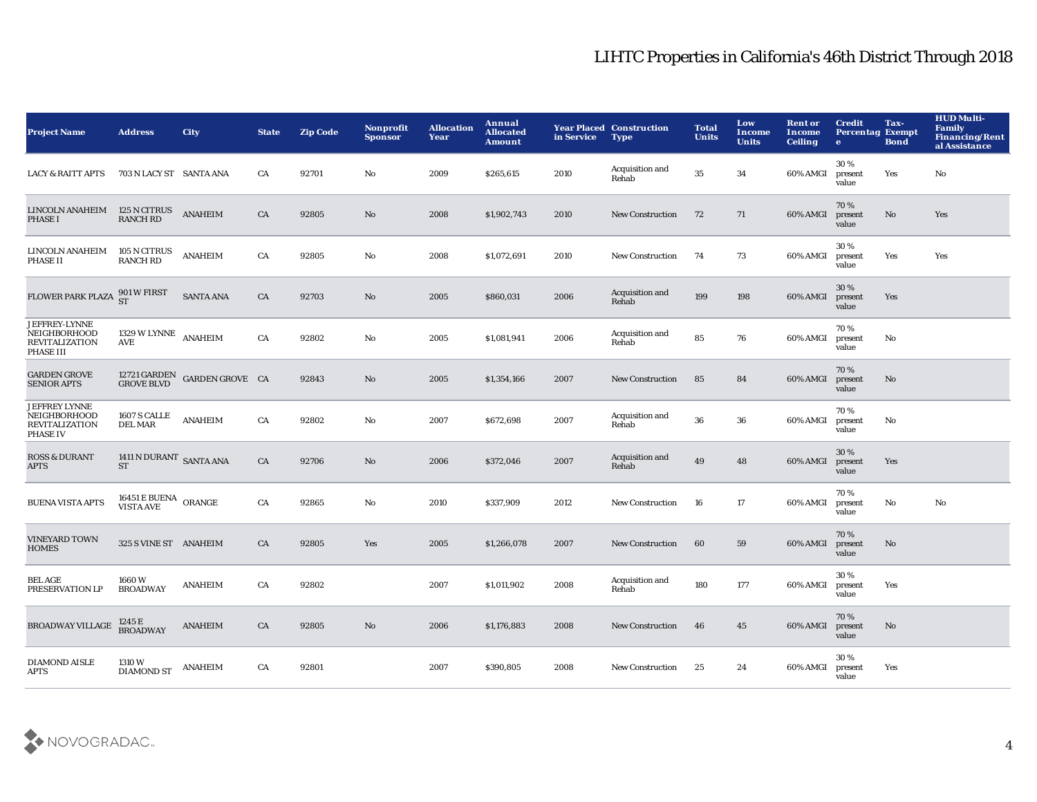# LIHTC Properties in California's 46th District Through 2018

| Project Name | Address | City | State | Zip Code | Nonprofit Sponsor | Allocation Year | Annual Allocated Amount | Year Placed in Service | Construction Type | Total Units | Low Income Units | Rent or Income Ceiling | Credit Percentage | Tax-Exempt Bond | HUD Multi-Family Financing/Rental Assistance |
|---|---|---|---|---|---|---|---|---|---|---|---|---|---|---|---|
| LACY & RAITT APTS | 703 N LACY ST | SANTA ANA | CA | 92701 | No | 2009 | $265,615 | 2010 | Acquisition and Rehab | 35 | 34 | 60% AMGI | 30 % present value | Yes | No |
| LINCOLN ANAHEIM PHASE I | 125 N CITRUS RANCH RD | ANAHEIM | CA | 92805 | No | 2008 | $1,902,743 | 2010 | New Construction | 72 | 71 | 60% AMGI | 70 % present value | No | Yes |
| LINCOLN ANAHEIM PHASE II | 105 N CITRUS RANCH RD | ANAHEIM | CA | 92805 | No | 2008 | $1,072,691 | 2010 | New Construction | 74 | 73 | 60% AMGI | 30 % present value | Yes | Yes |
| FLOWER PARK PLAZA | 901 W FIRST ST | SANTA ANA | CA | 92703 | No | 2005 | $860,031 | 2006 | Acquisition and Rehab | 199 | 198 | 60% AMGI | 30 % present value | Yes | |
| JEFFREY-LYNNE NEIGHBORHOOD REVITALIZATION PHASE III | 1329 W LYNNE AVE | ANAHEIM | CA | 92802 | No | 2005 | $1,081,941 | 2006 | Acquisition and Rehab | 85 | 76 | 60% AMGI | 70 % present value | No | |
| GARDEN GROVE SENIOR APTS | 12721 GARDEN GROVE BLVD | GARDEN GROVE | CA | 92843 | No | 2005 | $1,354,166 | 2007 | New Construction | 85 | 84 | 60% AMGI | 70 % present value | No | |
| JEFFREY LYNNE NEIGHBORHOOD REVITALIZATION PHASE IV | 1607 S CALLE DEL MAR | ANAHEIM | CA | 92802 | No | 2007 | $672,698 | 2007 | Acquisition and Rehab | 36 | 36 | 60% AMGI | 70 % present value | No | |
| ROSS & DURANT APTS | 1411 N DURANT ST | SANTA ANA | CA | 92706 | No | 2006 | $372,046 | 2007 | Acquisition and Rehab | 49 | 48 | 60% AMGI | 30 % present value | Yes | |
| BUENA VISTA APTS | 16451 E BUENA VISTA AVE | ORANGE | CA | 92865 | No | 2010 | $337,909 | 2012 | New Construction | 16 | 17 | 60% AMGI | 70 % present value | No | No |
| VINEYARD TOWN HOMES | 325 S VINE ST | ANAHEIM | CA | 92805 | Yes | 2005 | $1,266,078 | 2007 | New Construction | 60 | 59 | 60% AMGI | 70 % present value | No | |
| BEL AGE PRESERVATION LP | 1660 W BROADWAY | ANAHEIM | CA | 92802 | | 2007 | $1,011,902 | 2008 | Acquisition and Rehab | 180 | 177 | 60% AMGI | 30 % present value | Yes | |
| BROADWAY VILLAGE | 1245 E BROADWAY | ANAHEIM | CA | 92805 | No | 2006 | $1,176,883 | 2008 | New Construction | 46 | 45 | 60% AMGI | 70 % present value | No | |
| DIAMOND AISLE APTS | 1310 W DIAMOND ST | ANAHEIM | CA | 92801 | | 2007 | $390,805 | 2008 | New Construction | 25 | 24 | 60% AMGI | 30 % present value | Yes | |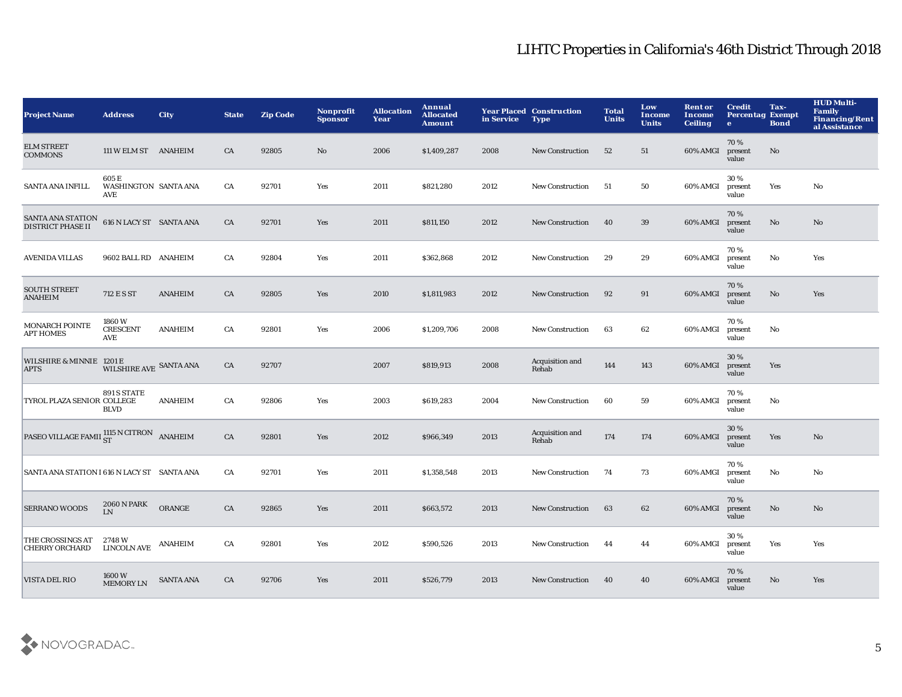# LIHTC Properties in California's 46th District Through 2018

| Project Name | Address | City | State | Zip Code | Nonprofit Sponsor | Allocation Year | Annual Allocated Amount | Year Placed in Service | Construction Type | Total Units | Low Income Units | Rent or Income Ceiling | Credit Percentage | Tax-Exempt Bond | HUD Multi-Family Financing/Rental Assistance |
|---|---|---|---|---|---|---|---|---|---|---|---|---|---|---|---|
| ELM STREET COMMONS | 111 W ELM ST | ANAHEIM | CA | 92805 | No | 2006 | $1,409,287 | 2008 | New Construction | 52 | 51 | 60% AMGI | 70 % present value | No | |
| SANTA ANA INFILL | 605 E WASHINGTON AVE | SANTA ANA | CA | 92701 | Yes | 2011 | $821,280 | 2012 | New Construction | 51 | 50 | 60% AMGI | 30 % present value | Yes | No |
| SANTA ANA STATION DISTRICT PHASE II | 616 N LACY ST | SANTA ANA | CA | 92701 | Yes | 2011 | $811,150 | 2012 | New Construction | 40 | 39 | 60% AMGI | 70 % present value | No | No |
| AVENIDA VILLAS | 9602 BALL RD | ANAHEIM | CA | 92804 | Yes | 2011 | $362,868 | 2012 | New Construction | 29 | 29 | 60% AMGI | 70 % present value | No | Yes |
| SOUTH STREET ANAHEIM | 712 E S ST | ANAHEIM | CA | 92805 | Yes | 2010 | $1,811,983 | 2012 | New Construction | 92 | 91 | 60% AMGI | 70 % present value | No | Yes |
| MONARCH POINTE APT HOMES | 1860 W CRESCENT AVE | ANAHEIM | CA | 92801 | Yes | 2006 | $1,209,706 | 2008 | New Construction | 63 | 62 | 60% AMGI | 70 % present value | No | |
| WILSHIRE & MINNIE APTS | 1201 E WILSHIRE AVE | SANTA ANA | CA | 92707 | | 2007 | $819,913 | 2008 | Acquisition and Rehab | 144 | 143 | 60% AMGI | 30 % present value | Yes | |
| TYROL PLAZA SENIOR | 891 S STATE COLLEGE BLVD | ANAHEIM | CA | 92806 | Yes | 2003 | $619,283 | 2004 | New Construction | 60 | 59 | 60% AMGI | 70 % present value | No | |
| PASEO VILLAGE FAMII | 1115 N CITRON ST | ANAHEIM | CA | 92801 | Yes | 2012 | $966,349 | 2013 | Acquisition and Rehab | 174 | 174 | 60% AMGI | 30 % present value | Yes | No |
| SANTA ANA STATION I | 616 N LACY ST | SANTA ANA | CA | 92701 | Yes | 2011 | $1,358,548 | 2013 | New Construction | 74 | 73 | 60% AMGI | 70 % present value | No | No |
| SERRANO WOODS | 2060 N PARK LN | ORANGE | CA | 92865 | Yes | 2011 | $663,572 | 2013 | New Construction | 63 | 62 | 60% AMGI | 70 % present value | No | No |
| THE CROSSINGS AT CHERRY ORCHARD | 2748 W LINCOLN AVE | ANAHEIM | CA | 92801 | Yes | 2012 | $590,526 | 2013 | New Construction | 44 | 44 | 60% AMGI | 30 % present value | Yes | Yes |
| VISTA DEL RIO | 1600 W MEMORY LN | SANTA ANA | CA | 92706 | Yes | 2011 | $526,779 | 2013 | New Construction | 40 | 40 | 60% AMGI | 70 % present value | No | Yes |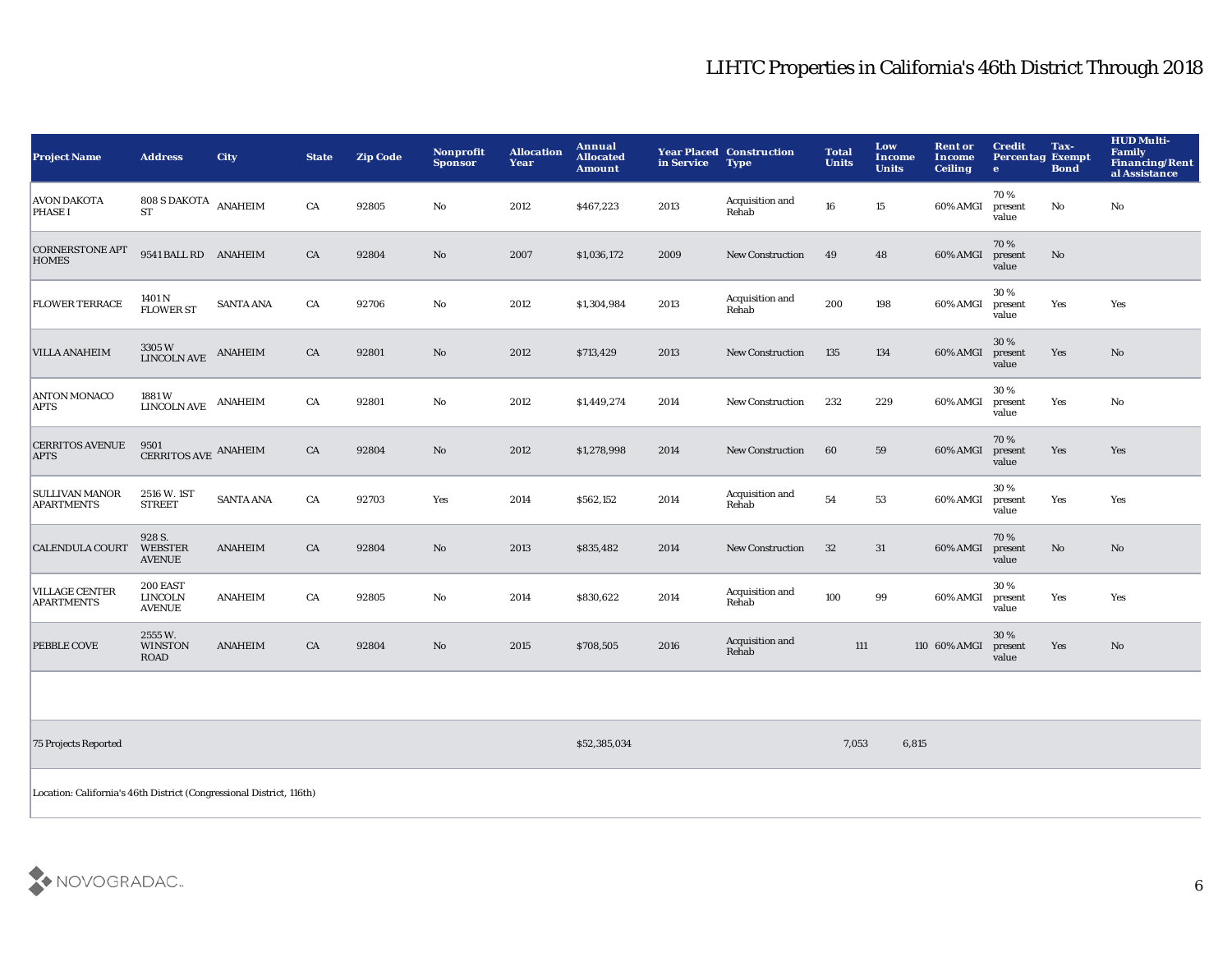# LIHTC Properties in California's 46th District Through 2018

| Project Name | Address | City | State | Zip Code | Nonprofit Sponsor | Allocation Year | Annual Allocated Amount | Year Placed in Service | Construction Type | Total Units | Low Income Units | Rent or Income Ceiling | Credit Percentage | Tax-Exempt Bond | HUD Multi-Family Financing/Rental Assistance |
|---|---|---|---|---|---|---|---|---|---|---|---|---|---|---|---|
| AVON DAKOTA PHASE I | 808 S DAKOTA ST | ANAHEIM | CA | 92805 | No | 2012 | $467,223 | 2013 | Acquisition and Rehab | 16 | 15 | 60% AMGI | 70 % present value | No | No |
| CORNERSTONE APT HOMES | 9541 BALL RD | ANAHEIM | CA | 92804 | No | 2007 | $1,036,172 | 2009 | New Construction | 49 | 48 | 60% AMGI | 70 % present value | No | |
| FLOWER TERRACE | 1401 N FLOWER ST | SANTA ANA | CA | 92706 | No | 2012 | $1,304,984 | 2013 | Acquisition and Rehab | 200 | 198 | 60% AMGI | 30 % present value | Yes | Yes |
| VILLA ANAHEIM | 3305 W LINCOLN AVE | ANAHEIM | CA | 92801 | No | 2012 | $713,429 | 2013 | New Construction | 135 | 134 | 60% AMGI | 30 % present value | Yes | No |
| ANTON MONACO APTS | 1881 W LINCOLN AVE | ANAHEIM | CA | 92801 | No | 2012 | $1,449,274 | 2014 | New Construction | 232 | 229 | 60% AMGI | 30 % present value | Yes | No |
| CERRITOS AVENUE APTS | 9501 CERRITOS AVE | ANAHEIM | CA | 92804 | No | 2012 | $1,278,998 | 2014 | New Construction | 60 | 59 | 60% AMGI | 70 % present value | Yes | Yes |
| SULLIVAN MANOR APARTMENTS | 2516 W. 1ST STREET | SANTA ANA | CA | 92703 | Yes | 2014 | $562,152 | 2014 | Acquisition and Rehab | 54 | 53 | 60% AMGI | 30 % present value | Yes | Yes |
| CALENDULA COURT | 928 S. WEBSTER AVENUE | ANAHEIM | CA | 92804 | No | 2013 | $835,482 | 2014 | New Construction | 32 | 31 | 60% AMGI | 70 % present value | No | No |
| VILLAGE CENTER APARTMENTS | 200 EAST LINCOLN AVENUE | ANAHEIM | CA | 92805 | No | 2014 | $830,622 | 2014 | Acquisition and Rehab | 100 | 99 | 60% AMGI | 30 % present value | Yes | Yes |
| PEBBLE COVE | 2555 W. WINSTON ROAD | ANAHEIM | CA | 92804 | No | 2015 | $708,505 | 2016 | Acquisition and Rehab | 111 | 110 | 60% AMGI | 30 % present value | Yes | No |
| | | | | | | | | | | | | | | | |
| 75 Projects Reported | | | | | | | $52,385,034 | | | 7,053 | 6,815 | | | | |

Location: California's 46th District (Congressional District, 116th)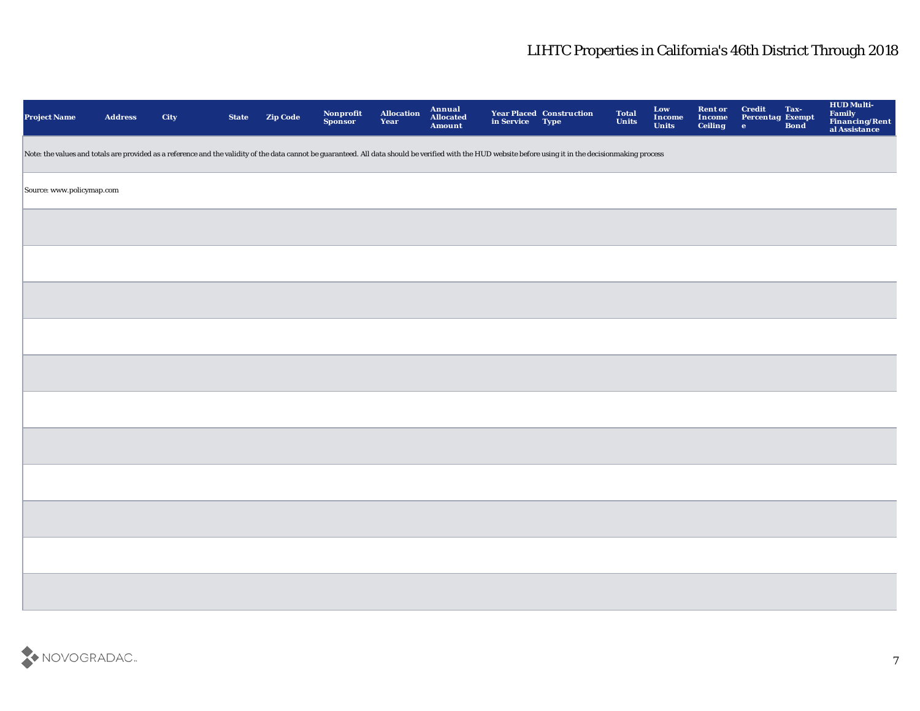# LIHTC Properties in California's 46th District Through 2018

| Project Name | Address | City | State | Zip Code | Nonprofit Sponsor | Allocation Year | Annual Allocated Amount | Year Placed in Service | Construction Type | Total Units | Low Income Units | Rent or Income Ceiling | Credit Percentage | Tax-Exempt Bond | HUD Multi-Family Financing/Rental Assistance |
|---|---|---|---|---|---|---|---|---|---|---|---|---|---|---|---|
| Note: the values and totals are provided as a reference and the validity of the data cannot be guaranteed. All data should be verified with the HUD website before using it in the decisionmaking process | | | | | | | | | | | | | | | |
| Source: www.policymap.com | | | | | | | | | | | | | | | |